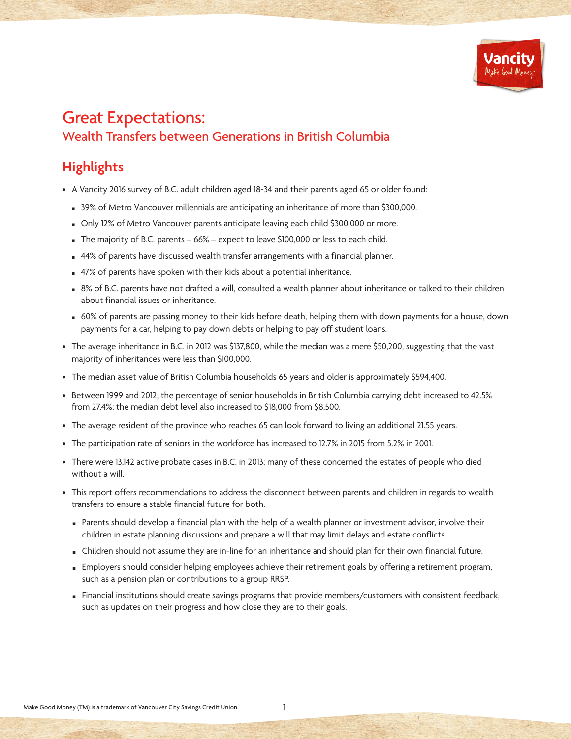# Great Expectations:

## Wealth Transfers between Generations in British Columbia

## Highlights

- A Vancity 2016 survey of B.C. adult children aged 18-34 and their parents aged 65 or older found:
  - 39% of Metro Vancouver millennials are anticipating an inheritance of more than $300,000.
  - Only 12% of Metro Vancouver parents anticipate leaving each child $300,000 or more.
  - The majority of B.C. parents – 66% – expect to leave $100,000 or less to each child.
  - 44% of parents have discussed wealth transfer arrangements with a financial planner.
  - 47% of parents have spoken with their kids about a potential inheritance.
  - 8% of B.C. parents have not drafted a will, consulted a wealth planner about inheritance or talked to their children about financial issues or inheritance.
  - 60% of parents are passing money to their kids before death, helping them with down payments for a house, down payments for a car, helping to pay down debts or helping to pay off student loans.
- The average inheritance in B.C. in 2012 was $137,800, while the median was a mere $50,200, suggesting that the vast majority of inheritances were less than $100,000.
- The median asset value of British Columbia households 65 years and older is approximately $594,400.
- Between 1999 and 2012, the percentage of senior households in British Columbia carrying debt increased to 42.5% from 27.4%; the median debt level also increased to $18,000 from $8,500.
- The average resident of the province who reaches 65 can look forward to living an additional 21.55 years.
- The participation rate of seniors in the workforce has increased to 12.7% in 2015 from 5.2% in 2001.
- There were 13,142 active probate cases in B.C. in 2013; many of these concerned the estates of people who died without a will.
- This report offers recommendations to address the disconnect between parents and children in regards to wealth transfers to ensure a stable financial future for both.
  - Parents should develop a financial plan with the help of a wealth planner or investment advisor, involve their children in estate planning discussions and prepare a will that may limit delays and estate conflicts.
  - Children should not assume they are in-line for an inheritance and should plan for their own financial future.
  - Employers should consider helping employees achieve their retirement goals by offering a retirement program, such as a pension plan or contributions to a group RRSP.
  - Financial institutions should create savings programs that provide members/customers with consistent feedback, such as updates on their progress and how close they are to their goals.

Make Good Money (TM) is a trademark of Vancouver City Savings Credit Union.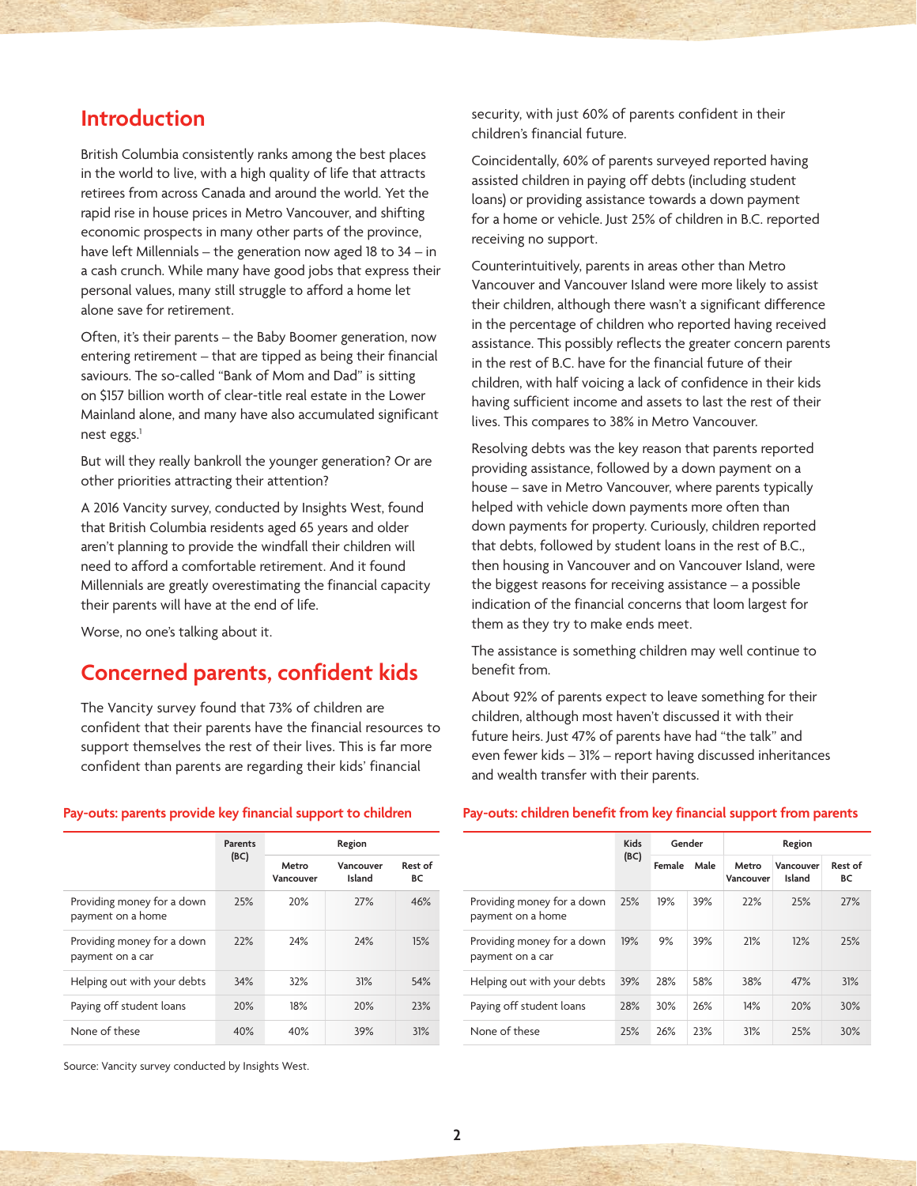## Introduction

British Columbia consistently ranks among the best places in the world to live, with a high quality of life that attracts retirees from across Canada and around the world. Yet the rapid rise in house prices in Metro Vancouver, and shifting economic prospects in many other parts of the province, have left Millennials – the generation now aged 18 to 34 – in a cash crunch. While many have good jobs that express their personal values, many still struggle to afford a home let alone save for retirement.

Often, it's their parents – the Baby Boomer generation, now entering retirement – that are tipped as being their financial saviours. The so-called "Bank of Mom and Dad" is sitting on $157 billion worth of clear-title real estate in the Lower Mainland alone, and many have also accumulated significant nest eggs.[1]

But will they really bankroll the younger generation? Or are other priorities attracting their attention?

A 2016 Vancity survey, conducted by Insights West, found that British Columbia residents aged 65 years and older aren't planning to provide the windfall their children will need to afford a comfortable retirement. And it found Millennials are greatly overestimating the financial capacity their parents will have at the end of life.

Worse, no one's talking about it.

## Concerned parents, confident kids

The Vancity survey found that 73% of children are confident that their parents have the financial resources to support themselves the rest of their lives. This is far more confident than parents are regarding their kids' financial security, with just 60% of parents confident in their children's financial future.

Coincidentally, 60% of parents surveyed reported having assisted children in paying off debts (including student loans) or providing assistance towards a down payment for a home or vehicle. Just 25% of children in B.C. reported receiving no support.

Counterintuitively, parents in areas other than Metro Vancouver and Vancouver Island were more likely to assist their children, although there wasn't a significant difference in the percentage of children who reported having received assistance. This possibly reflects the greater concern parents in the rest of B.C. have for the financial future of their children, with half voicing a lack of confidence in their kids having sufficient income and assets to last the rest of their lives. This compares to 38% in Metro Vancouver.

Resolving debts was the key reason that parents reported providing assistance, followed by a down payment on a house – save in Metro Vancouver, where parents typically helped with vehicle down payments more often than down payments for property. Curiously, children reported that debts, followed by student loans in the rest of B.C., then housing in Vancouver and on Vancouver Island, were the biggest reasons for receiving assistance – a possible indication of the financial concerns that loom largest for them as they try to make ends meet.

The assistance is something children may well continue to benefit from.

About 92% of parents expect to leave something for their children, although most haven't discussed it with their future heirs. Just 47% of parents have had "the talk" and even fewer kids – 31% – report having discussed inheritances and wealth transfer with their parents.

**Pay-outs: parents provide key financial support to children**

| | Parents (BC) | Region | | |
|---|---|---|---|---|
| | | Metro Vancouver | Vancouver Island | Rest of BC |
| Providing money for a down payment on a home | 25% | 20% | 27% | 46% |
| Providing money for a down payment on a car | 22% | 24% | 24% | 15% |
| Helping out with your debts | 34% | 32% | 31% | 54% |
| Paying off student loans | 20% | 18% | 20% | 23% |
| None of these | 40% | 40% | 39% | 31% |

Source: Vancity survey conducted by Insights West.

**Pay-outs: children benefit from key financial support from parents**

| | Kids (BC) | Gender | | Region | | |
|---|---|---|---|---|---|---|
| | | Female | Male | Metro Vancouver | Vancouver Island | Rest of BC |
| Providing money for a down payment on a home | 25% | 19% | 39% | 22% | 25% | 27% |
| Providing money for a down payment on a car | 19% | 9% | 39% | 21% | 12% | 25% |
| Helping out with your debts | 39% | 28% | 58% | 38% | 47% | 31% |
| Paying off student loans | 28% | 30% | 26% | 14% | 20% | 30% |
| None of these | 25% | 26% | 23% | 31% | 25% | 30% |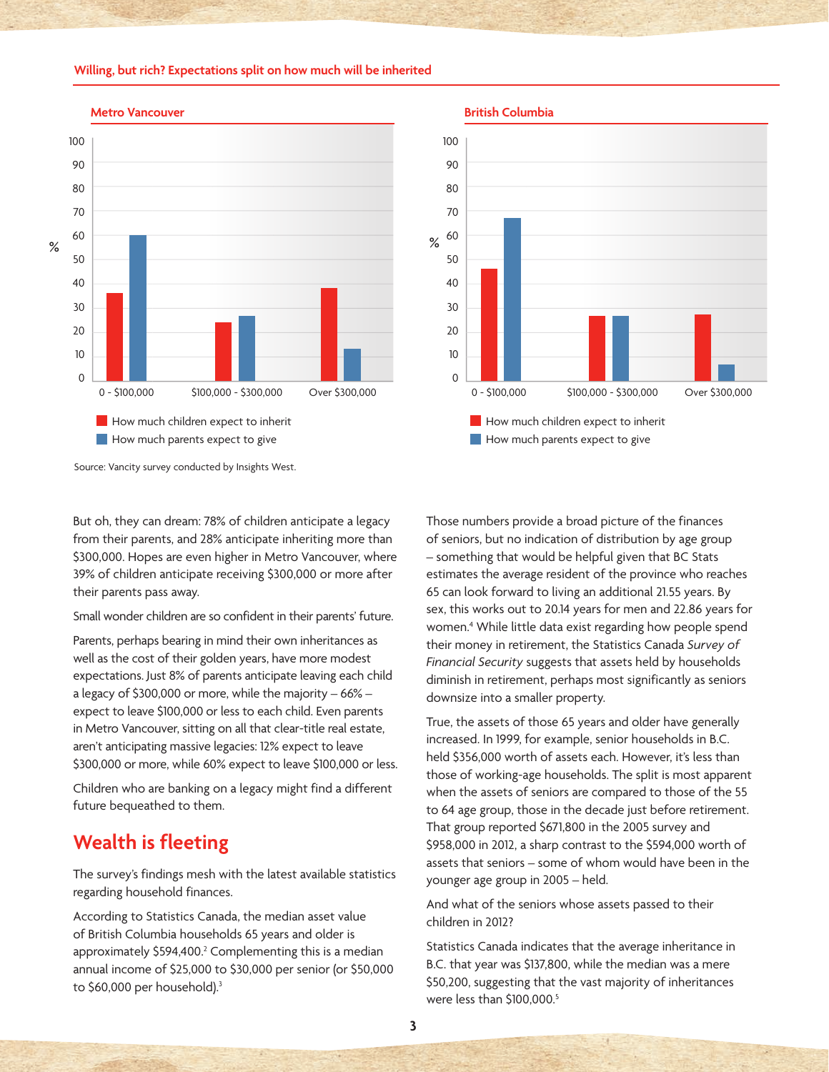**Willing, but rich? Expectations split on how much will be inherited**

**Metro Vancouver**

**British Columbia**

- How much children expect to inherit
- How much parents expect to give

Source: Vancity survey conducted by Insights West.

But oh, they can dream: 78% of children anticipate a legacy from their parents, and 28% anticipate inheriting more than $300,000. Hopes are even higher in Metro Vancouver, where 39% of children anticipate receiving $300,000 or more after their parents pass away.

Small wonder children are so confident in their parents' future.

Parents, perhaps bearing in mind their own inheritances as well as the cost of their golden years, have more modest expectations. Just 8% of parents anticipate leaving each child a legacy of $300,000 or more, while the majority – 66% – expect to leave $100,000 or less to each child. Even parents in Metro Vancouver, sitting on all that clear-title real estate, aren't anticipating massive legacies: 12% expect to leave $300,000 or more, while 60% expect to leave $100,000 or less.

Children who are banking on a legacy might find a different future bequeathed to them.

## Wealth is fleeting

The survey's findings mesh with the latest available statistics regarding household finances.

According to Statistics Canada, the median asset value of British Columbia households 65 years and older is approximately $594,400.[2] Complementing this is a median annual income of $25,000 to $30,000 per senior (or $50,000 to $60,000 per household).[3]

Those numbers provide a broad picture of the finances of seniors, but no indication of distribution by age group – something that would be helpful given that BC Stats estimates the average resident of the province who reaches 65 can look forward to living an additional 21.55 years. By sex, this works out to 20.14 years for men and 22.86 years for women.[4] While little data exist regarding how people spend their money in retirement, the Statistics Canada *Survey of Financial Security* suggests that assets held by households diminish in retirement, perhaps most significantly as seniors downsize into a smaller property.

True, the assets of those 65 years and older have generally increased. In 1999, for example, senior households in B.C. held $356,000 worth of assets each. However, it's less than those of working-age households. The split is most apparent when the assets of seniors are compared to those of the 55 to 64 age group, those in the decade just before retirement. That group reported $671,800 in the 2005 survey and $958,000 in 2012, a sharp contrast to the $594,000 worth of assets that seniors – some of whom would have been in the younger age group in 2005 – held.

And what of the seniors whose assets passed to their children in 2012?

Statistics Canada indicates that the average inheritance in B.C. that year was $137,800, while the median was a mere $50,200, suggesting that the vast majority of inheritances were less than $100,000.[5]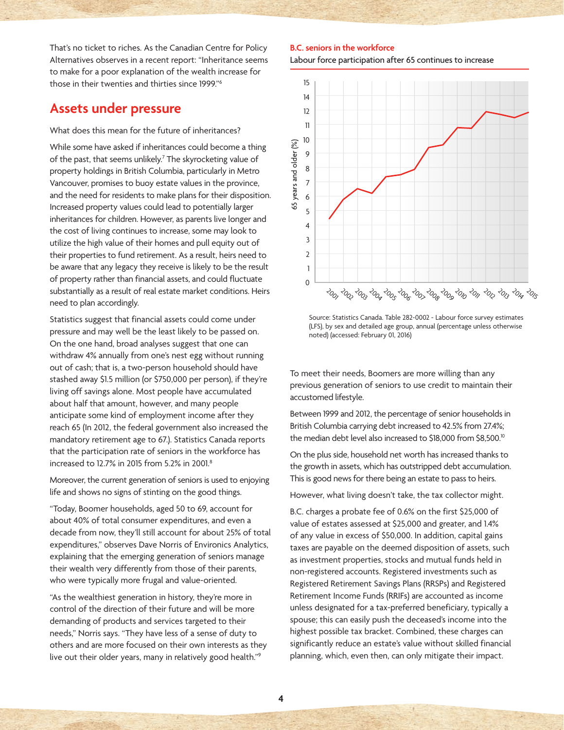That's no ticket to riches. As the Canadian Centre for Policy Alternatives observes in a recent report: "Inheritance seems to make for a poor explanation of the wealth increase for those in their twenties and thirties since 1999."[6]

## Assets under pressure

What does this mean for the future of inheritances?

While some have asked if inheritances could become a thing of the past, that seems unlikely.[7] The skyrocketing value of property holdings in British Columbia, particularly in Metro Vancouver, promises to buoy estate values in the province, and the need for residents to make plans for their disposition. Increased property values could lead to potentially larger inheritances for children. However, as parents live longer and the cost of living continues to increase, some may look to utilize the high value of their homes and pull equity out of their properties to fund retirement. As a result, heirs need to be aware that any legacy they receive is likely to be the result of property rather than financial assets, and could fluctuate substantially as a result of real estate market conditions. Heirs need to plan accordingly.

Statistics suggest that financial assets could come under pressure and may well be the least likely to be passed on. On the one hand, broad analyses suggest that one can withdraw 4% annually from one's nest egg without running out of cash; that is, a two-person household should have stashed away $1.5 million (or $750,000 per person), if they're living off savings alone. Most people have accumulated about half that amount, however, and many people anticipate some kind of employment income after they reach 65 (In 2012, the federal government also increased the mandatory retirement age to 67.). Statistics Canada reports that the participation rate of seniors in the workforce has increased to 12.7% in 2015 from 5.2% in 2001.[8]

Moreover, the current generation of seniors is used to enjoying life and shows no signs of stinting on the good things.

"Today, Boomer households, aged 50 to 69, account for about 40% of total consumer expenditures, and even a decade from now, they'll still account for about 25% of total expenditures," observes Dave Norris of Environics Analytics, explaining that the emerging generation of seniors manage their wealth very differently from those of their parents, who were typically more frugal and value-oriented.

"As the wealthiest generation in history, they're more in control of the direction of their future and will be more demanding of products and services targeted to their needs," Norris says. "They have less of a sense of duty to others and are more focused on their own interests as they live out their older years, many in relatively good health."[9]

**B.C. seniors in the workforce**

Labour force participation after 65 continues to increase

Source: Statistics Canada. Table 282-0002 - Labour force survey estimates (LFS), by sex and detailed age group, annual (percentage unless otherwise noted) (accessed: February 01, 2016)

To meet their needs, Boomers are more willing than any previous generation of seniors to use credit to maintain their accustomed lifestyle.

Between 1999 and 2012, the percentage of senior households in British Columbia carrying debt increased to 42.5% from 27.4%; the median debt level also increased to $18,000 from $8,500.[10]

On the plus side, household net worth has increased thanks to the growth in assets, which has outstripped debt accumulation. This is good news for there being an estate to pass to heirs.

However, what living doesn't take, the tax collector might.

B.C. charges a probate fee of 0.6% on the first $25,000 of value of estates assessed at $25,000 and greater, and 1.4% of any value in excess of $50,000. In addition, capital gains taxes are payable on the deemed disposition of assets, such as investment properties, stocks and mutual funds held in non-registered accounts. Registered investments such as Registered Retirement Savings Plans (RRSPs) and Registered Retirement Income Funds (RRIFs) are accounted as income unless designated for a tax-preferred beneficiary, typically a spouse; this can easily push the deceased's income into the highest possible tax bracket. Combined, these charges can significantly reduce an estate's value without skilled financial planning, which, even then, can only mitigate their impact.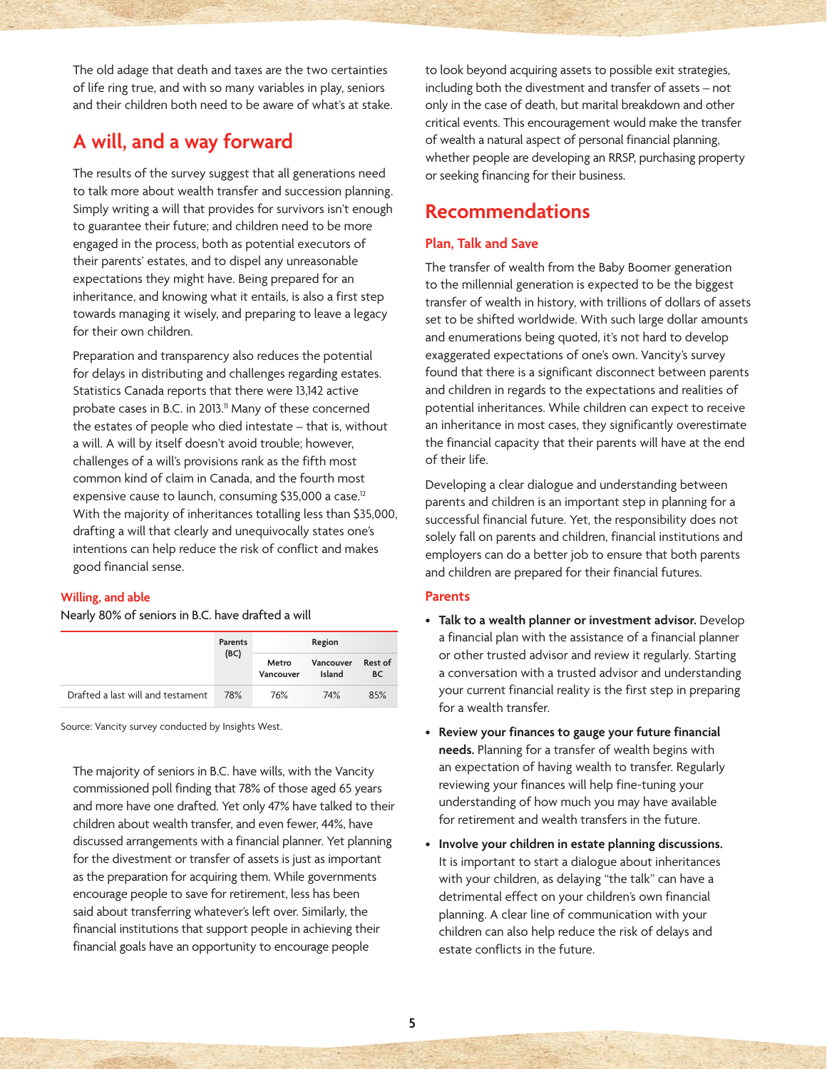The old adage that death and taxes are the two certainties of life ring true, and with so many variables in play, seniors and their children both need to be aware of what's at stake.

## A will, and a way forward

The results of the survey suggest that all generations need to talk more about wealth transfer and succession planning. Simply writing a will that provides for survivors isn't enough to guarantee their future; and children need to be more engaged in the process, both as potential executors of their parents' estates, and to dispel any unreasonable expectations they might have. Being prepared for an inheritance, and knowing what it entails, is also a first step towards managing it wisely, and preparing to leave a legacy for their own children.

Preparation and transparency also reduces the potential for delays in distributing and challenges regarding estates. Statistics Canada reports that there were 13,142 active probate cases in B.C. in 2013.[11] Many of these concerned the estates of people who died intestate – that is, without a will. A will by itself doesn't avoid trouble; however, challenges of a will's provisions rank as the fifth most common kind of claim in Canada, and the fourth most expensive cause to launch, consuming $35,000 a case.[12] With the majority of inheritances totalling less than $35,000, drafting a will that clearly and unequivocally states one's intentions can help reduce the risk of conflict and makes good financial sense.

### Willing, and able

Nearly 80% of seniors in B.C. have drafted a will

| | Parents (BC) | Region | | |
|---|---|---|---|---|
| | | Metro Vancouver | Vancouver Island | Rest of BC |
| Drafted a last will and testament | 78% | 76% | 74% | 85% |

Source: Vancity survey conducted by Insights West.

The majority of seniors in B.C. have wills, with the Vancity commissioned poll finding that 78% of those aged 65 years and more have one drafted. Yet only 47% have talked to their children about wealth transfer, and even fewer, 44%, have discussed arrangements with a financial planner. Yet planning for the divestment or transfer of assets is just as important as the preparation for acquiring them. While governments encourage people to save for retirement, less has been said about transferring whatever's left over. Similarly, the financial institutions that support people in achieving their financial goals have an opportunity to encourage people to look beyond acquiring assets to possible exit strategies, including both the divestment and transfer of assets – not only in the case of death, but marital breakdown and other critical events. This encouragement would make the transfer of wealth a natural aspect of personal financial planning, whether people are developing an RRSP, purchasing property or seeking financing for their business.

## Recommendations

### Plan, Talk and Save

The transfer of wealth from the Baby Boomer generation to the millennial generation is expected to be the biggest transfer of wealth in history, with trillions of dollars of assets set to be shifted worldwide. With such large dollar amounts and enumerations being quoted, it's not hard to develop exaggerated expectations of one's own. Vancity's survey found that there is a significant disconnect between parents and children in regards to the expectations and realities of potential inheritances. While children can expect to receive an inheritance in most cases, they significantly overestimate the financial capacity that their parents will have at the end of their life.

Developing a clear dialogue and understanding between parents and children is an important step in planning for a successful financial future. Yet, the responsibility does not solely fall on parents and children, financial institutions and employers can do a better job to ensure that both parents and children are prepared for their financial futures.

### Parents

- **Talk to a wealth planner or investment advisor.** Develop a financial plan with the assistance of a financial planner or other trusted advisor and review it regularly. Starting a conversation with a trusted advisor and understanding your current financial reality is the first step in preparing for a wealth transfer.
- **Review your finances to gauge your future financial needs.** Planning for a transfer of wealth begins with an expectation of having wealth to transfer. Regularly reviewing your finances will help fine-tuning your understanding of how much you may have available for retirement and wealth transfers in the future.
- **Involve your children in estate planning discussions.** It is important to start a dialogue about inheritances with your children, as delaying "the talk" can have a detrimental effect on your children's own financial planning. A clear line of communication with your children can also help reduce the risk of delays and estate conflicts in the future.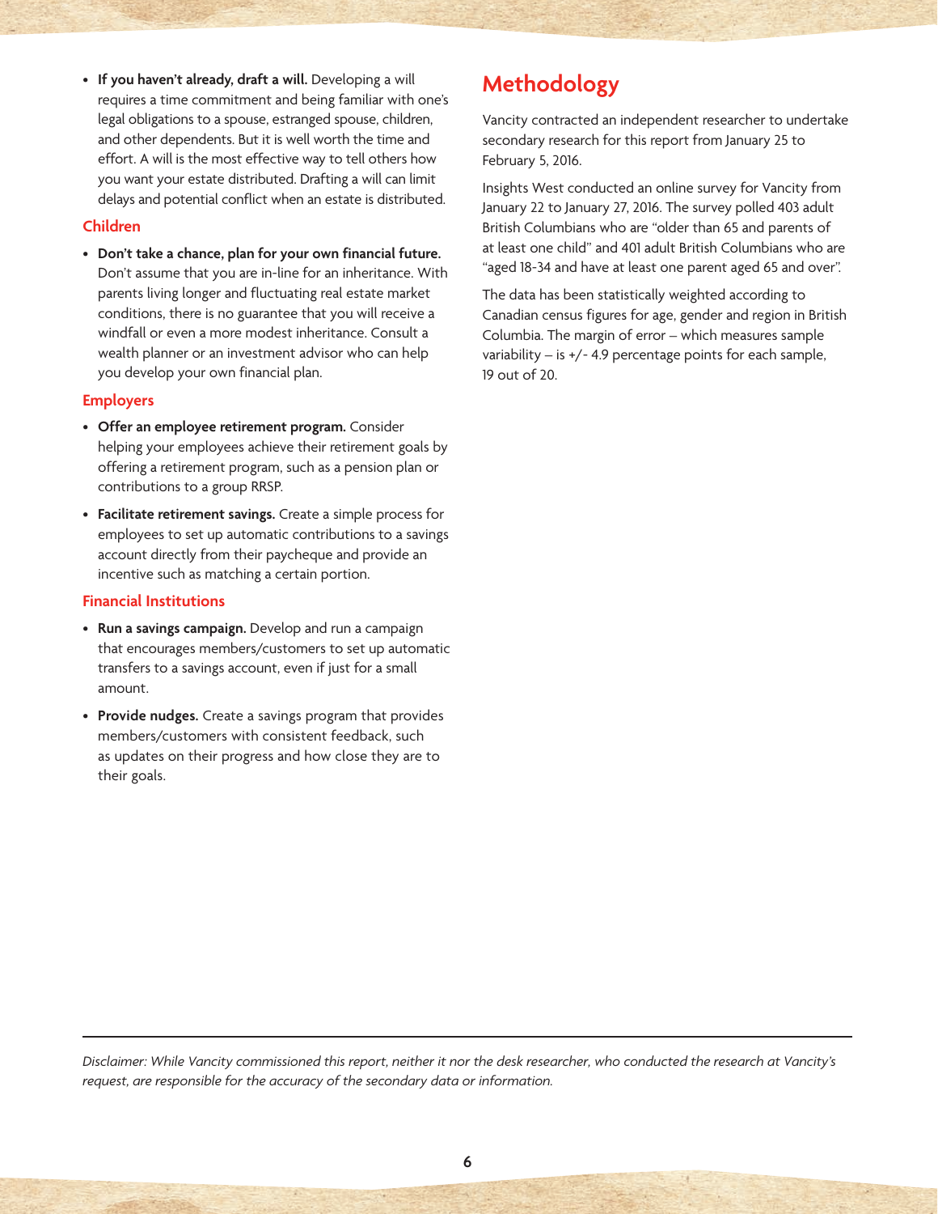- **If you haven't already, draft a will.** Developing a will requires a time commitment and being familiar with one's legal obligations to a spouse, estranged spouse, children, and other dependents. But it is well worth the time and effort. A will is the most effective way to tell others how you want your estate distributed. Drafting a will can limit delays and potential conflict when an estate is distributed.

### Children

- **Don't take a chance, plan for your own financial future.** Don't assume that you are in-line for an inheritance. With parents living longer and fluctuating real estate market conditions, there is no guarantee that you will receive a windfall or even a more modest inheritance. Consult a wealth planner or an investment advisor who can help you develop your own financial plan.

### Employers

- **Offer an employee retirement program.** Consider helping your employees achieve their retirement goals by offering a retirement program, such as a pension plan or contributions to a group RRSP.
- **Facilitate retirement savings.** Create a simple process for employees to set up automatic contributions to a savings account directly from their paycheque and provide an incentive such as matching a certain portion.

### Financial Institutions

- **Run a savings campaign.** Develop and run a campaign that encourages members/customers to set up automatic transfers to a savings account, even if just for a small amount.
- **Provide nudges.** Create a savings program that provides members/customers with consistent feedback, such as updates on their progress and how close they are to their goals.

## Methodology

Vancity contracted an independent researcher to undertake secondary research for this report from January 25 to February 5, 2016.

Insights West conducted an online survey for Vancity from January 22 to January 27, 2016. The survey polled 403 adult British Columbians who are "older than 65 and parents of at least one child" and 401 adult British Columbians who are "aged 18-34 and have at least one parent aged 65 and over".

The data has been statistically weighted according to Canadian census figures for age, gender and region in British Columbia. The margin of error – which measures sample variability – is +/- 4.9 percentage points for each sample, 19 out of 20.

---

*Disclaimer: While Vancity commissioned this report, neither it nor the desk researcher, who conducted the research at Vancity's request, are responsible for the accuracy of the secondary data or information.*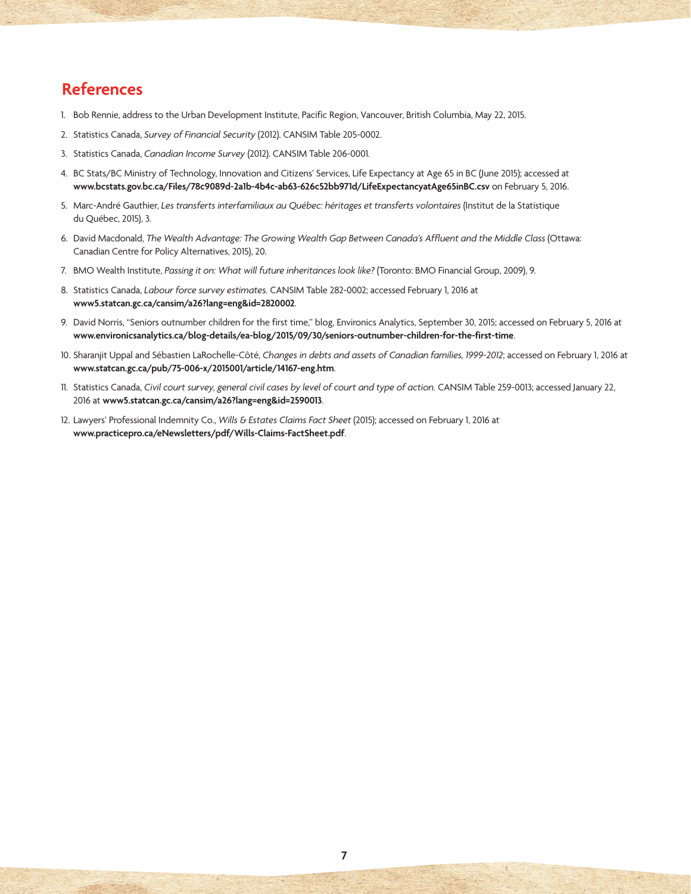## References

1. Bob Rennie, address to the Urban Development Institute, Pacific Region, Vancouver, British Columbia, May 22, 2015.
2. Statistics Canada, *Survey of Financial Security* (2012). CANSIM Table 205-0002.
3. Statistics Canada, *Canadian Income Survey* (2012). CANSIM Table 206-0001.
4. BC Stats/BC Ministry of Technology, Innovation and Citizens' Services, Life Expectancy at Age 65 in BC (June 2015); accessed at **www.bcstats.gov.bc.ca/Files/78c9089d-2a1b-4b4c-ab63-626c52bb971d/LifeExpectancyatAge65inBC.csv** on February 5, 2016.
5. Marc-André Gauthier, *Les transferts interfamiliaux au Québec: héritages et transferts volontaires* (Institut de la Statistique du Québec, 2015), 3.
6. David Macdonald, *The Wealth Advantage: The Growing Wealth Gap Between Canada's Affluent and the Middle Class* (Ottawa: Canadian Centre for Policy Alternatives, 2015), 20.
7. BMO Wealth Institute, *Passing it on: What will future inheritances look like?* (Toronto: BMO Financial Group, 2009), 9.
8. Statistics Canada, *Labour force survey estimates.* CANSIM Table 282-0002; accessed February 1, 2016 at **www5.statcan.gc.ca/cansim/a26?lang=eng&id=2820002**.
9. David Norris, "Seniors outnumber children for the first time," blog, Environics Analytics, September 30, 2015; accessed on February 5, 2016 at **www.environicsanalytics.ca/blog-details/ea-blog/2015/09/30/seniors-outnumber-children-for-the-first-time**.
10. Sharanjit Uppal and Sébastien LaRochelle-Côté, *Changes in debts and assets of Canadian families, 1999-2012*; accessed on February 1, 2016 at **www.statcan.gc.ca/pub/75-006-x/2015001/article/14167-eng.htm**.
11. Statistics Canada, *Civil court survey, general civil cases by level of court and type of action.* CANSIM Table 259-0013; accessed January 22, 2016 at **www5.statcan.gc.ca/cansim/a26?lang=eng&id=2590013**.
12. Lawyers' Professional Indemnity Co., *Wills & Estates Claims Fact Sheet* (2015); accessed on February 1, 2016 at **www.practicepro.ca/eNewsletters/pdf/Wills-Claims-FactSheet.pdf**.